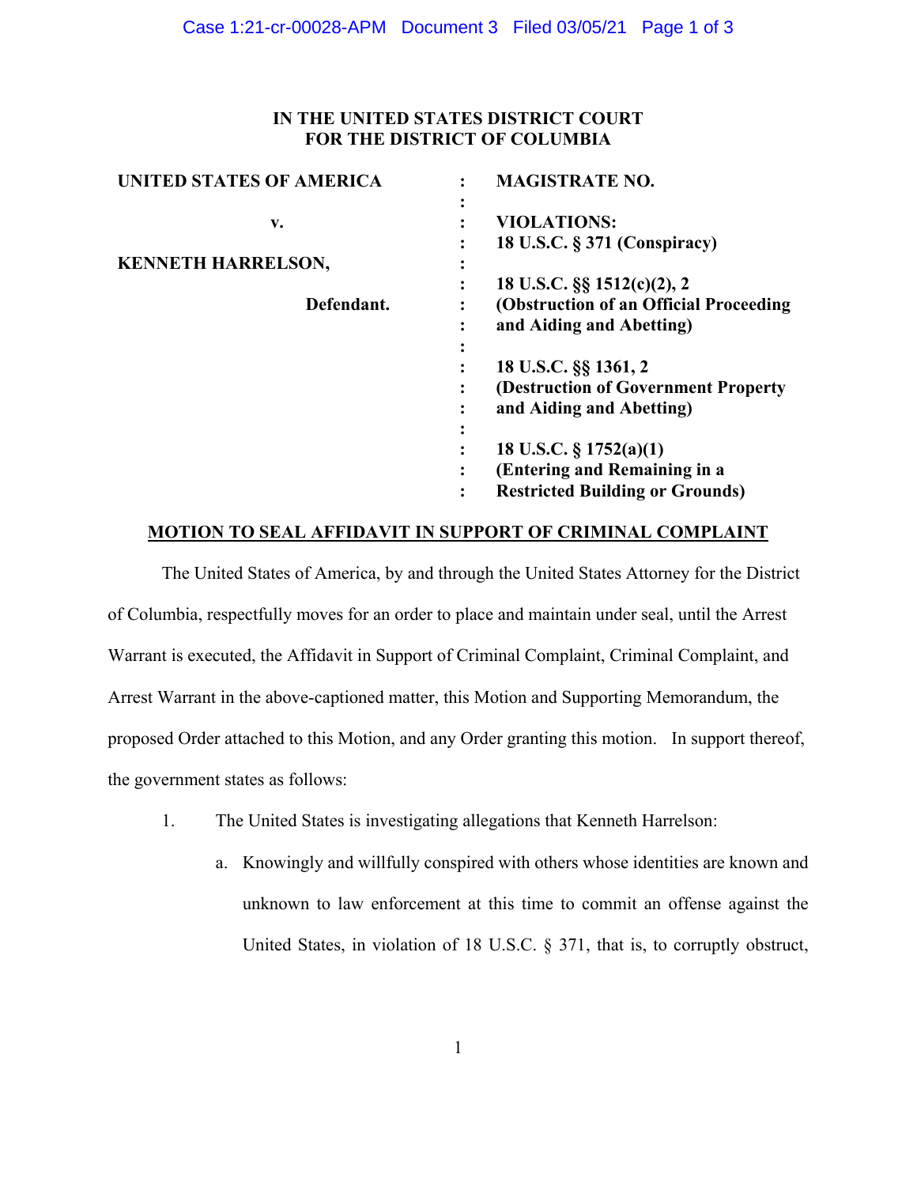**IN THE UNITED STATES DISTRICT COURT**
**FOR THE DISTRICT OF COLUMBIA**

| | | |
|---|---|---|
| **UNITED STATES OF AMERICA** | : | **MAGISTRATE NO.** |
| | : | |
| **v.** | : | **VIOLATIONS:** |
| | : | **18 U.S.C. § 371 (Conspiracy)** |
| **KENNETH HARRELSON,** | : | |
| | : | **18 U.S.C. §§ 1512(c)(2), 2** |
| **Defendant.** | : | **(Obstruction of an Official Proceeding** |
| | : | **and Aiding and Abetting)** |
| | : | |
| | : | **18 U.S.C. §§ 1361, 2** |
| | : | **(Destruction of Government Property** |
| | : | **and Aiding and Abetting)** |
| | : | |
| | : | **18 U.S.C. § 1752(a)(1)** |
| | : | **(Entering and Remaining in a** |
| | : | **Restricted Building or Grounds)** |

**MOTION TO SEAL AFFIDAVIT IN SUPPORT OF CRIMINAL COMPLAINT**

The United States of America, by and through the United States Attorney for the District of Columbia, respectfully moves for an order to place and maintain under seal, until the Arrest Warrant is executed, the Affidavit in Support of Criminal Complaint, Criminal Complaint, and Arrest Warrant in the above-captioned matter, this Motion and Supporting Memorandum, the proposed Order attached to this Motion, and any Order granting this motion. In support thereof, the government states as follows:

1. The United States is investigating allegations that Kenneth Harrelson:

   a. Knowingly and willfully conspired with others whose identities are known and unknown to law enforcement at this time to commit an offense against the United States, in violation of 18 U.S.C. § 371, that is, to corruptly obstruct,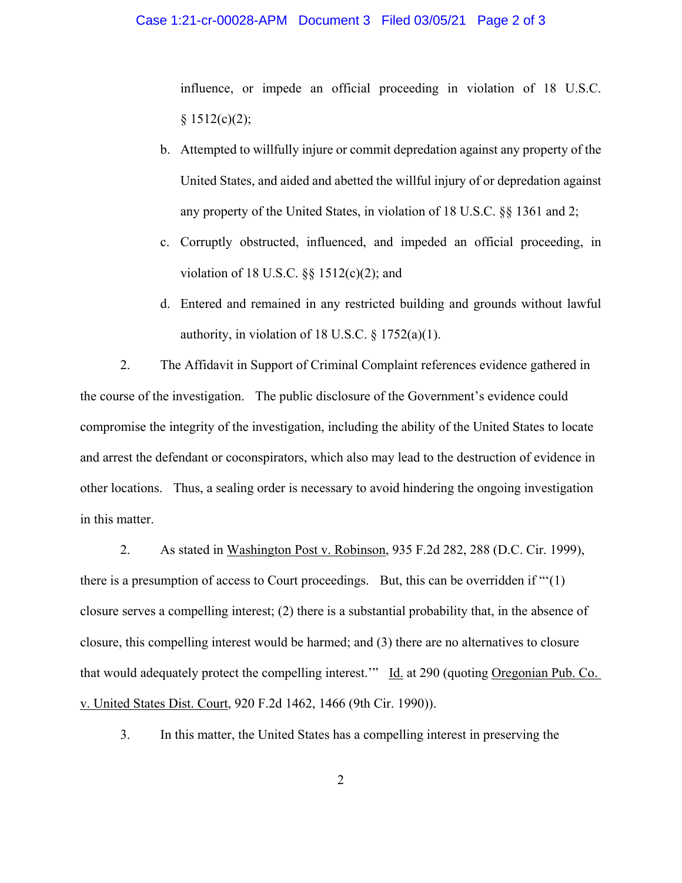influence, or impede an official proceeding in violation of 18 U.S.C. § 1512(c)(2);

b. Attempted to willfully injure or commit depredation against any property of the United States, and aided and abetted the willful injury of or depredation against any property of the United States, in violation of 18 U.S.C. §§ 1361 and 2;

c. Corruptly obstructed, influenced, and impeded an official proceeding, in violation of 18 U.S.C. §§ 1512(c)(2); and

d. Entered and remained in any restricted building and grounds without lawful authority, in violation of 18 U.S.C. § 1752(a)(1).

2. The Affidavit in Support of Criminal Complaint references evidence gathered in the course of the investigation. The public disclosure of the Government's evidence could compromise the integrity of the investigation, including the ability of the United States to locate and arrest the defendant or coconspirators, which also may lead to the destruction of evidence in other locations. Thus, a sealing order is necessary to avoid hindering the ongoing investigation in this matter.

2. As stated in Washington Post v. Robinson, 935 F.2d 282, 288 (D.C. Cir. 1999), there is a presumption of access to Court proceedings. But, this can be overridden if "'(1) closure serves a compelling interest; (2) there is a substantial probability that, in the absence of closure, this compelling interest would be harmed; and (3) there are no alternatives to closure that would adequately protect the compelling interest.'" Id. at 290 (quoting Oregonian Pub. Co. v. United States Dist. Court, 920 F.2d 1462, 1466 (9th Cir. 1990)).

3. In this matter, the United States has a compelling interest in preserving the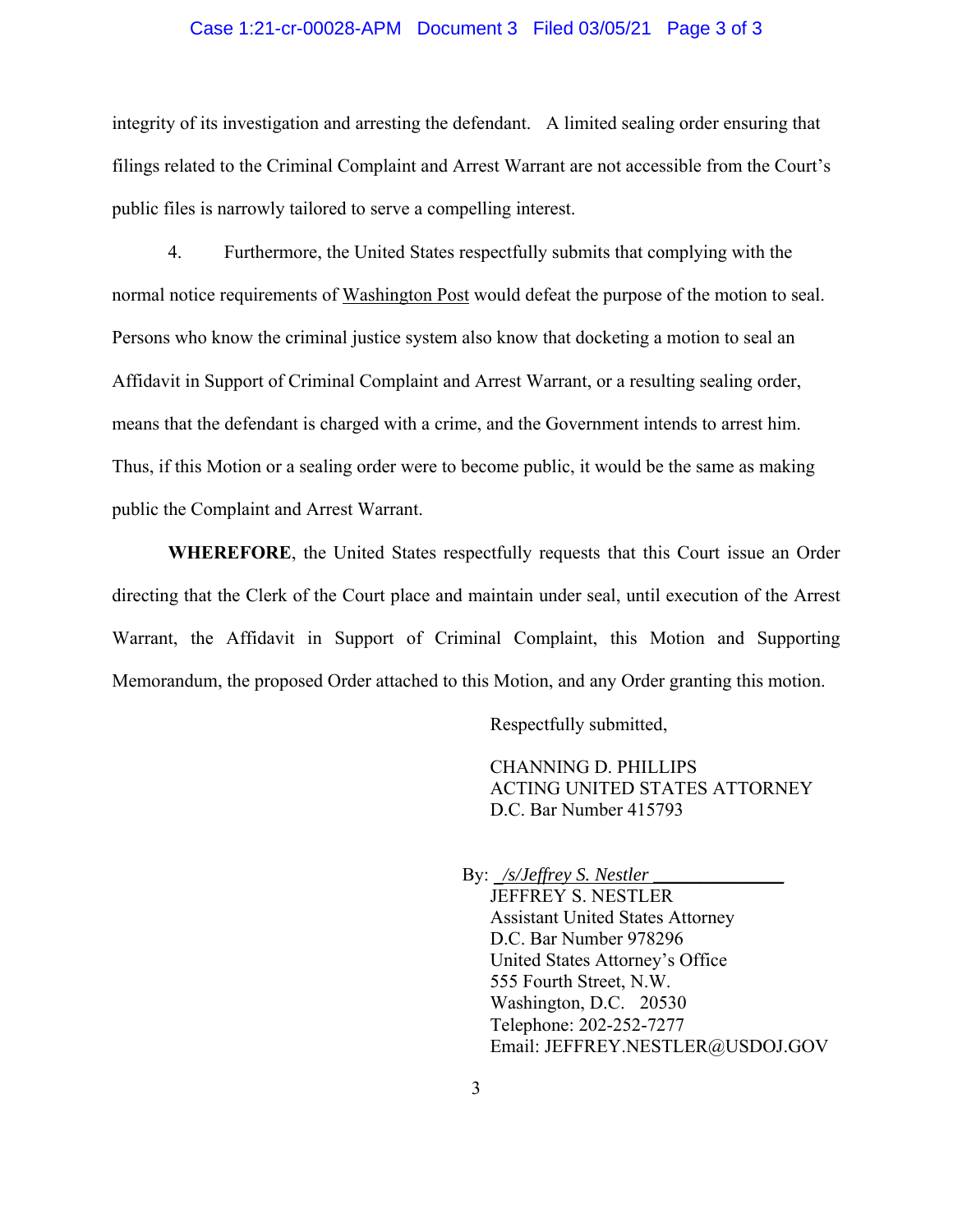integrity of its investigation and arresting the defendant. A limited sealing order ensuring that filings related to the Criminal Complaint and Arrest Warrant are not accessible from the Court's public files is narrowly tailored to serve a compelling interest.

4. Furthermore, the United States respectfully submits that complying with the normal notice requirements of Washington Post would defeat the purpose of the motion to seal. Persons who know the criminal justice system also know that docketing a motion to seal an Affidavit in Support of Criminal Complaint and Arrest Warrant, or a resulting sealing order, means that the defendant is charged with a crime, and the Government intends to arrest him. Thus, if this Motion or a sealing order were to become public, it would be the same as making public the Complaint and Arrest Warrant.

**WHEREFORE**, the United States respectfully requests that this Court issue an Order directing that the Clerk of the Court place and maintain under seal, until execution of the Arrest Warrant, the Affidavit in Support of Criminal Complaint, this Motion and Supporting Memorandum, the proposed Order attached to this Motion, and any Order granting this motion.

Respectfully submitted,

CHANNING D. PHILLIPS
ACTING UNITED STATES ATTORNEY
D.C. Bar Number 415793

By: *_/s/Jeffrey S. Nestler_*
JEFFREY S. NESTLER
Assistant United States Attorney
D.C. Bar Number 978296
United States Attorney's Office
555 Fourth Street, N.W.
Washington, D.C. 20530
Telephone: 202-252-7277
Email: JEFFREY.NESTLER@USDOJ.GOV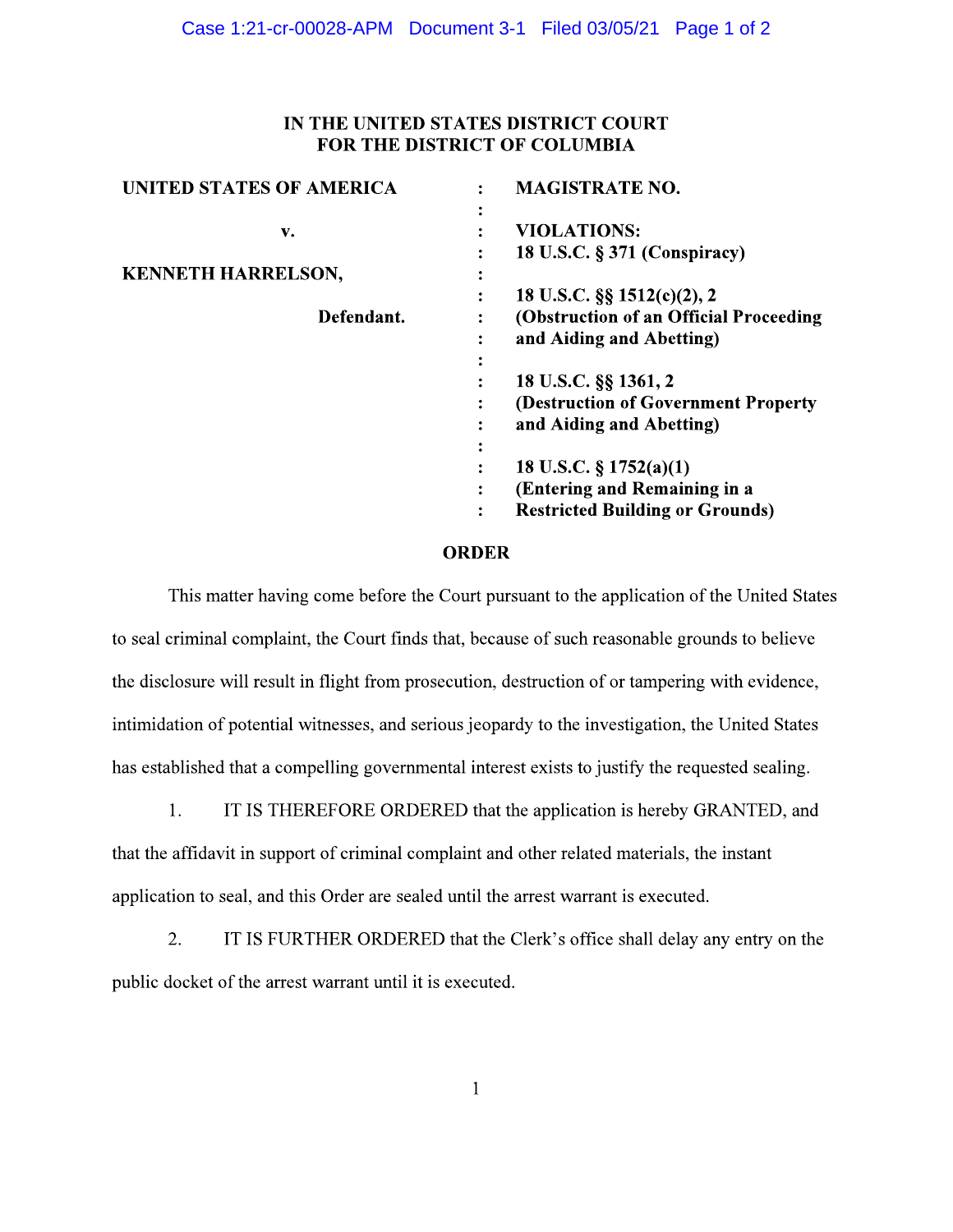**IN THE UNITED STATES DISTRICT COURT**
**FOR THE DISTRICT OF COLUMBIA**

| | | |
|---|---|---|
| **UNITED STATES OF AMERICA** | : | **MAGISTRATE NO.** |
| | : | |
| **v.** | : | **VIOLATIONS:** |
| | : | **18 U.S.C. § 371 (Conspiracy)** |
| **KENNETH HARRELSON,** | : | |
| | : | **18 U.S.C. §§ 1512(c)(2), 2** |
| **Defendant.** | : | **(Obstruction of an Official Proceeding** |
| | : | **and Aiding and Abetting)** |
| | : | |
| | : | **18 U.S.C. §§ 1361, 2** |
| | : | **(Destruction of Government Property** |
| | : | **and Aiding and Abetting)** |
| | : | |
| | : | **18 U.S.C. § 1752(a)(1)** |
| | : | **(Entering and Remaining in a** |
| | : | **Restricted Building or Grounds)** |

## ORDER

This matter having come before the Court pursuant to the application of the United States to seal criminal complaint, the Court finds that, because of such reasonable grounds to believe the disclosure will result in flight from prosecution, destruction of or tampering with evidence, intimidation of potential witnesses, and serious jeopardy to the investigation, the United States has established that a compelling governmental interest exists to justify the requested sealing.

1. IT IS THEREFORE ORDERED that the application is hereby GRANTED, and that the affidavit in support of criminal complaint and other related materials, the instant application to seal, and this Order are sealed until the arrest warrant is executed.

2. IT IS FURTHER ORDERED that the Clerk's office shall delay any entry on the public docket of the arrest warrant until it is executed.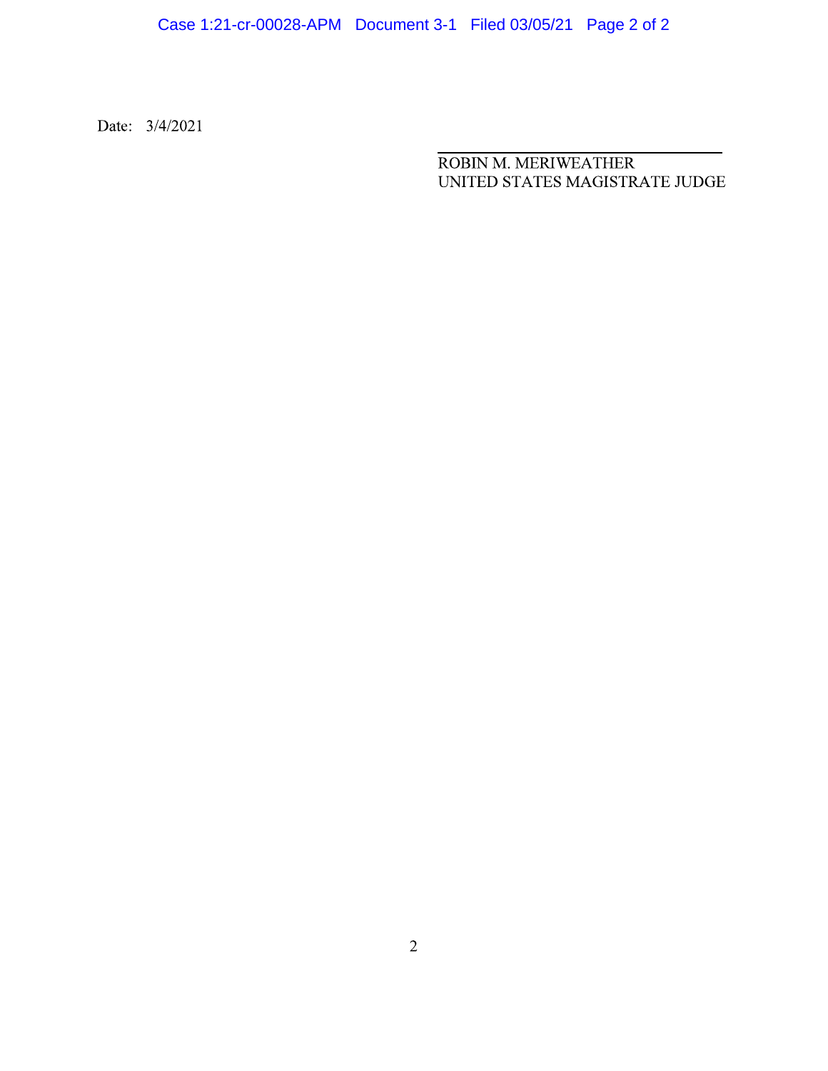Date: 3/4/2021

ROBIN M. MERIWEATHER
UNITED STATES MAGISTRATE JUDGE